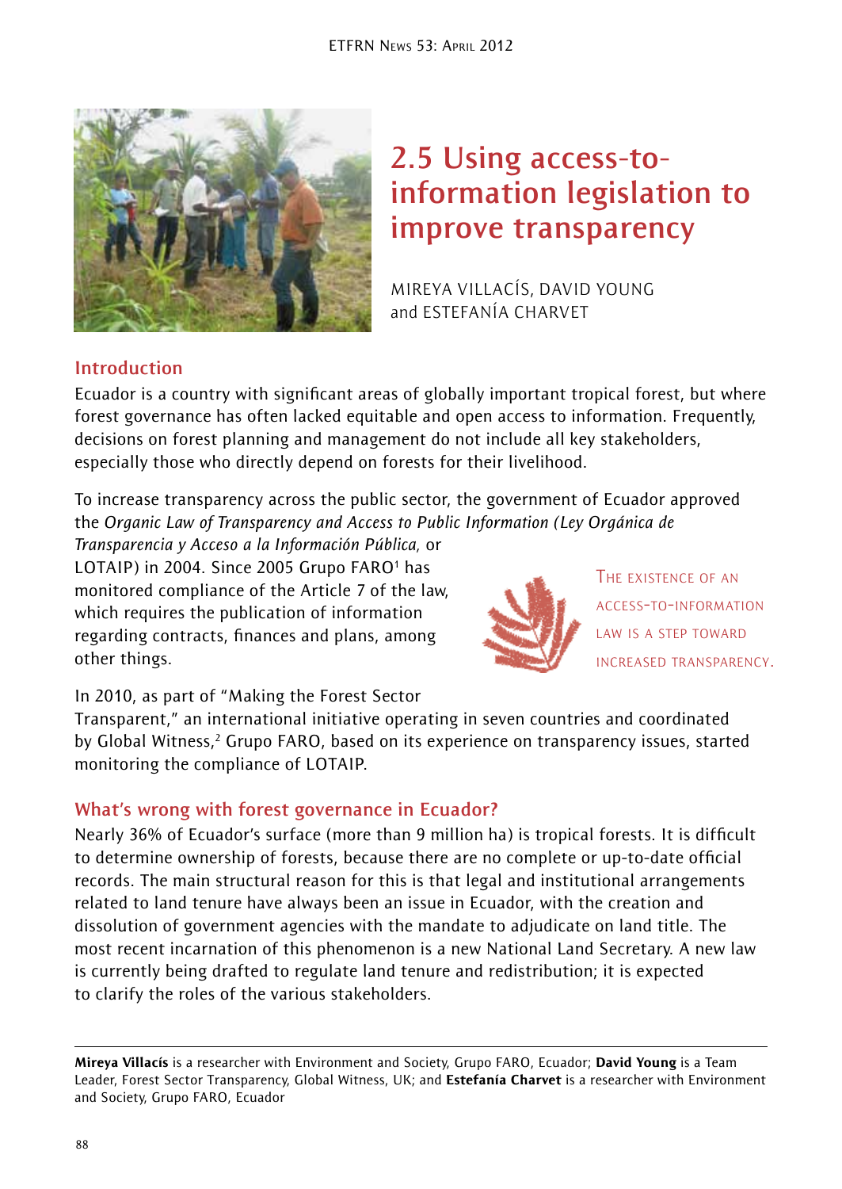# 2.5 Using access-to-information legislation to improve transparency

MIREYA VILLACÍS, DAVID YOUNG and ESTEFANÍA CHARVET

## Introduction

Ecuador is a country with significant areas of globally important tropical forest, but where forest governance has often lacked equitable and open access to information. Frequently, decisions on forest planning and management do not include all key stakeholders, especially those who directly depend on forests for their livelihood.

To increase transparency across the public sector, the government of Ecuador approved the *Organic Law of Transparency and Access to Public Information (Ley Orgánica de Transparencia y Acceso a la Información Pública,* or LOTAIP) in 2004. Since 2005 Grupo FARO[1] has monitored compliance of the Article 7 of the law, which requires the publication of information regarding contracts, finances and plans, among other things.

> THE EXISTENCE OF AN ACCESS-TO-INFORMATION LAW IS A STEP TOWARD INCREASED TRANSPARENCY.

In 2010, as part of "Making the Forest Sector Transparent," an international initiative operating in seven countries and coordinated by Global Witness,[2] Grupo FARO, based on its experience on transparency issues, started monitoring the compliance of LOTAIP.

## What's wrong with forest governance in Ecuador?

Nearly 36% of Ecuador's surface (more than 9 million ha) is tropical forests. It is difficult to determine ownership of forests, because there are no complete or up-to-date official records. The main structural reason for this is that legal and institutional arrangements related to land tenure have always been an issue in Ecuador, with the creation and dissolution of government agencies with the mandate to adjudicate on land title. The most recent incarnation of this phenomenon is a new National Land Secretary. A new law is currently being drafted to regulate land tenure and redistribution; it is expected to clarify the roles of the various stakeholders.

---

**Mireya Villacís** is a researcher with Environment and Society, Grupo FARO, Ecuador; **David Young** is a Team Leader, Forest Sector Transparency, Global Witness, UK; and **Estefanía Charvet** is a researcher with Environment and Society, Grupo FARO, Ecuador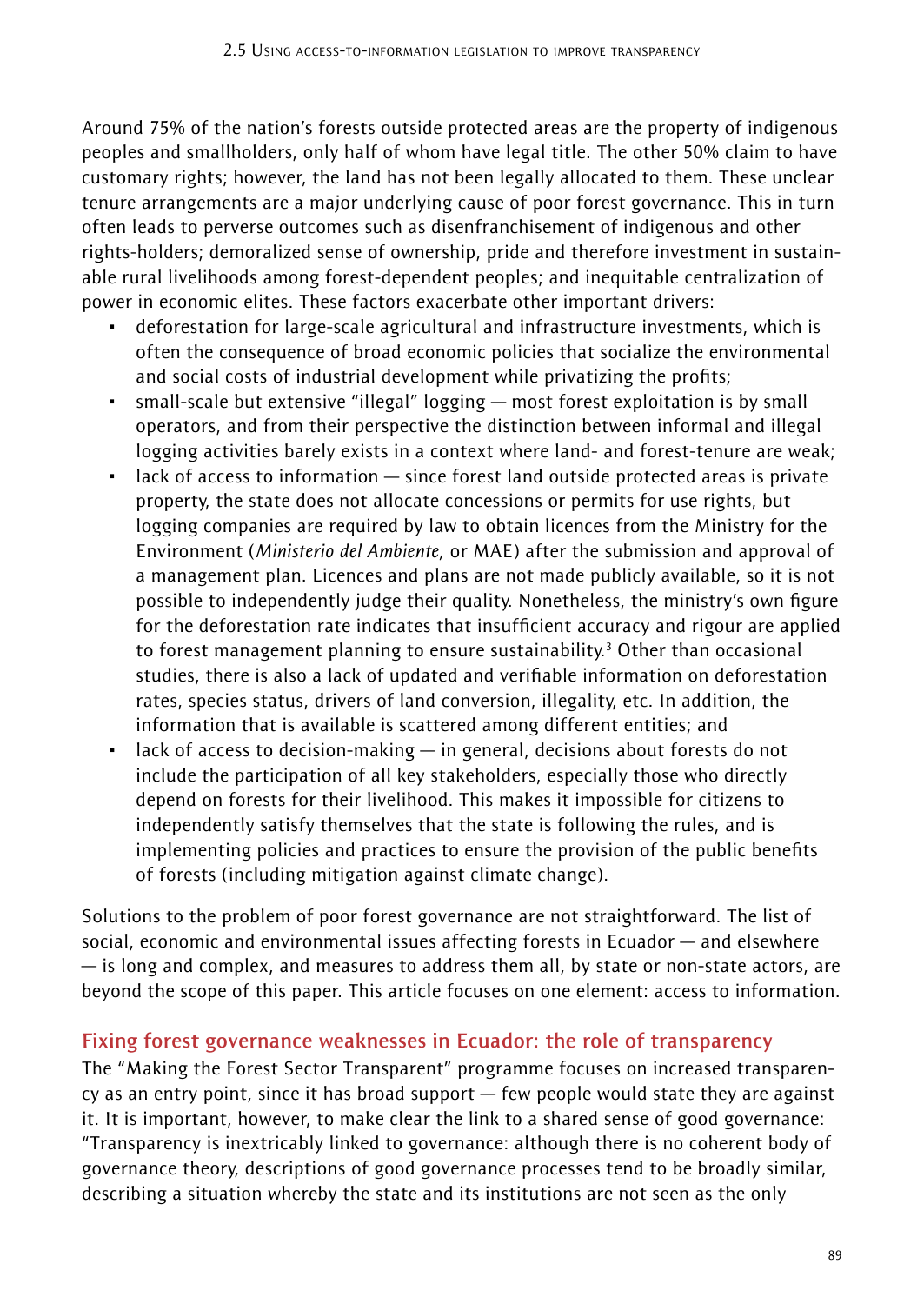Around 75% of the nation's forests outside protected areas are the property of indigenous peoples and smallholders, only half of whom have legal title. The other 50% claim to have customary rights; however, the land has not been legally allocated to them. These unclear tenure arrangements are a major underlying cause of poor forest governance. This in turn often leads to perverse outcomes such as disenfranchisement of indigenous and other rights-holders; demoralized sense of ownership, pride and therefore investment in sustainable rural livelihoods among forest-dependent peoples; and inequitable centralization of power in economic elites. These factors exacerbate other important drivers:

- deforestation for large-scale agricultural and infrastructure investments, which is often the consequence of broad economic policies that socialize the environmental and social costs of industrial development while privatizing the profits;
- small-scale but extensive "illegal" logging — most forest exploitation is by small operators, and from their perspective the distinction between informal and illegal logging activities barely exists in a context where land- and forest-tenure are weak;
- lack of access to information — since forest land outside protected areas is private property, the state does not allocate concessions or permits for use rights, but logging companies are required by law to obtain licences from the Ministry for the Environment (*Ministerio del Ambiente*, or MAE) after the submission and approval of a management plan. Licences and plans are not made publicly available, so it is not possible to independently judge their quality. Nonetheless, the ministry's own figure for the deforestation rate indicates that insufficient accuracy and rigour are applied to forest management planning to ensure sustainability.[3] Other than occasional studies, there is also a lack of updated and verifiable information on deforestation rates, species status, drivers of land conversion, illegality, etc. In addition, the information that is available is scattered among different entities; and
- lack of access to decision-making — in general, decisions about forests do not include the participation of all key stakeholders, especially those who directly depend on forests for their livelihood. This makes it impossible for citizens to independently satisfy themselves that the state is following the rules, and is implementing policies and practices to ensure the provision of the public benefits of forests (including mitigation against climate change).

Solutions to the problem of poor forest governance are not straightforward. The list of social, economic and environmental issues affecting forests in Ecuador — and elsewhere — is long and complex, and measures to address them all, by state or non-state actors, are beyond the scope of this paper. This article focuses on one element: access to information.

## Fixing forest governance weaknesses in Ecuador: the role of transparency

The "Making the Forest Sector Transparent" programme focuses on increased transparency as an entry point, since it has broad support — few people would state they are against it. It is important, however, to make clear the link to a shared sense of good governance: "Transparency is inextricably linked to governance: although there is no coherent body of governance theory, descriptions of good governance processes tend to be broadly similar, describing a situation whereby the state and its institutions are not seen as the only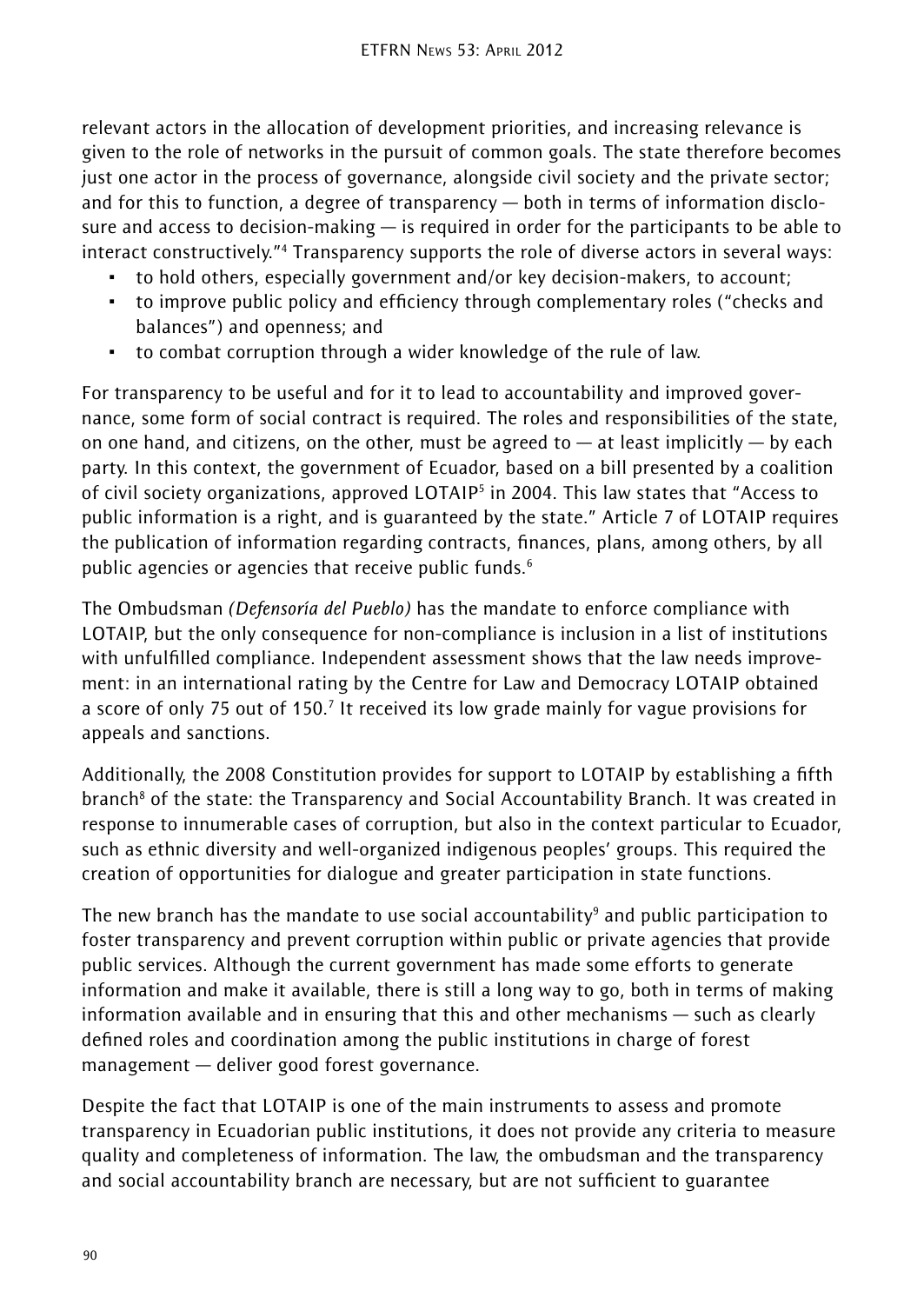relevant actors in the allocation of development priorities, and increasing relevance is given to the role of networks in the pursuit of common goals. The state therefore becomes just one actor in the process of governance, alongside civil society and the private sector; and for this to function, a degree of transparency — both in terms of information disclosure and access to decision-making — is required in order for the participants to be able to interact constructively."[4] Transparency supports the role of diverse actors in several ways:

- to hold others, especially government and/or key decision-makers, to account;
- to improve public policy and efficiency through complementary roles ("checks and balances") and openness; and
- to combat corruption through a wider knowledge of the rule of law.

For transparency to be useful and for it to lead to accountability and improved governance, some form of social contract is required. The roles and responsibilities of the state, on one hand, and citizens, on the other, must be agreed to — at least implicitly — by each party. In this context, the government of Ecuador, based on a bill presented by a coalition of civil society organizations, approved LOTAIP[5] in 2004. This law states that "Access to public information is a right, and is guaranteed by the state." Article 7 of LOTAIP requires the publication of information regarding contracts, finances, plans, among others, by all public agencies or agencies that receive public funds.[6]

The Ombudsman *(Defensoría del Pueblo)* has the mandate to enforce compliance with LOTAIP, but the only consequence for non-compliance is inclusion in a list of institutions with unfulfilled compliance. Independent assessment shows that the law needs improvement: in an international rating by the Centre for Law and Democracy LOTAIP obtained a score of only 75 out of 150.[7] It received its low grade mainly for vague provisions for appeals and sanctions.

Additionally, the 2008 Constitution provides for support to LOTAIP by establishing a fifth branch[8] of the state: the Transparency and Social Accountability Branch. It was created in response to innumerable cases of corruption, but also in the context particular to Ecuador, such as ethnic diversity and well-organized indigenous peoples' groups. This required the creation of opportunities for dialogue and greater participation in state functions.

The new branch has the mandate to use social accountability[9] and public participation to foster transparency and prevent corruption within public or private agencies that provide public services. Although the current government has made some efforts to generate information and make it available, there is still a long way to go, both in terms of making information available and in ensuring that this and other mechanisms — such as clearly defined roles and coordination among the public institutions in charge of forest management — deliver good forest governance.

Despite the fact that LOTAIP is one of the main instruments to assess and promote transparency in Ecuadorian public institutions, it does not provide any criteria to measure quality and completeness of information. The law, the ombudsman and the transparency and social accountability branch are necessary, but are not sufficient to guarantee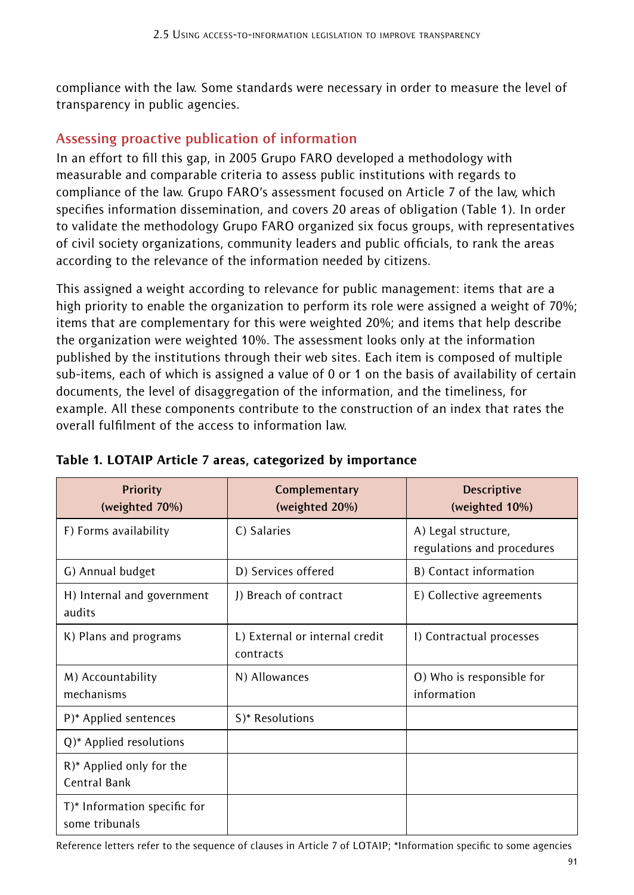compliance with the law. Some standards were necessary in order to measure the level of transparency in public agencies.

## Assessing proactive publication of information

In an effort to fill this gap, in 2005 Grupo FARO developed a methodology with measurable and comparable criteria to assess public institutions with regards to compliance of the law. Grupo FARO's assessment focused on Article 7 of the law, which specifies information dissemination, and covers 20 areas of obligation (Table 1). In order to validate the methodology Grupo FARO organized six focus groups, with representatives of civil society organizations, community leaders and public officials, to rank the areas according to the relevance of the information needed by citizens.

This assigned a weight according to relevance for public management: items that are a high priority to enable the organization to perform its role were assigned a weight of 70%; items that are complementary for this were weighted 20%; and items that help describe the organization were weighted 10%. The assessment looks only at the information published by the institutions through their web sites. Each item is composed of multiple sub-items, each of which is assigned a value of 0 or 1 on the basis of availability of certain documents, the level of disaggregation of the information, and the timeliness, for example. All these components contribute to the construction of an index that rates the overall fulfilment of the access to information law.

**Table 1. LOTAIP Article 7 areas, categorized by importance**

| Priority (weighted 70%) | Complementary (weighted 20%) | Descriptive (weighted 10%) |
|---|---|---|
| F) Forms availability | C) Salaries | A) Legal structure, regulations and procedures |
| G) Annual budget | D) Services offered | B) Contact information |
| H) Internal and government audits | J) Breach of contract | E) Collective agreements |
| K) Plans and programs | L) External or internal credit contracts | I) Contractual processes |
| M) Accountability mechanisms | N) Allowances | O) Who is responsible for information |
| P)* Applied sentences | S)* Resolutions | |
| Q)* Applied resolutions | | |
| R)* Applied only for the Central Bank | | |
| T)* Information specific for some tribunals | | |

Reference letters refer to the sequence of clauses in Article 7 of LOTAIP; *Information specific to some agencies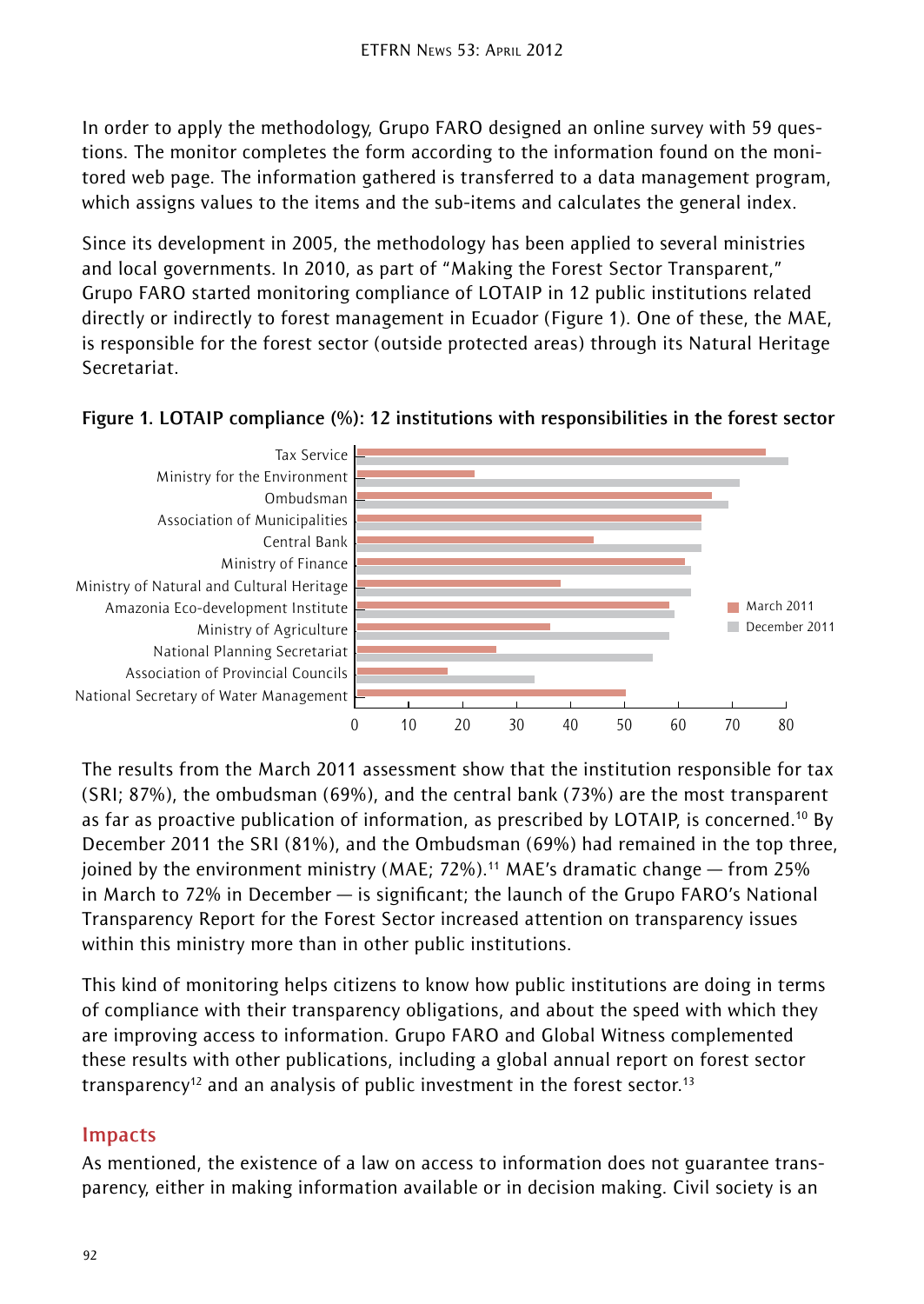In order to apply the methodology, Grupo FARO designed an online survey with 59 questions. The monitor completes the form according to the information found on the monitored web page. The information gathered is transferred to a data management program, which assigns values to the items and the sub-items and calculates the general index.

Since its development in 2005, the methodology has been applied to several ministries and local governments. In 2010, as part of "Making the Forest Sector Transparent," Grupo FARO started monitoring compliance of LOTAIP in 12 public institutions related directly or indirectly to forest management in Ecuador (Figure 1). One of these, the MAE, is responsible for the forest sector (outside protected areas) through its Natural Heritage Secretariat.

**Figure 1. LOTAIP compliance (%): 12 institutions with responsibilities in the forest sector**

Institutions shown: Tax Service; Ministry for the Environment; Ombudsman; Association of Municipalities; Central Bank; Ministry of Finance; Ministry of Natural and Cultural Heritage; Amazonia Eco-development Institute; Ministry of Agriculture; National Planning Secretariat; Association of Provincial Councils; National Secretary of Water Management

Legend: March 2011; December 2011

Axis: 0, 10, 20, 30, 40, 50, 60, 70, 80

The results from the March 2011 assessment show that the institution responsible for tax (SRI; 87%), the ombudsman (69%), and the central bank (73%) are the most transparent as far as proactive publication of information, as prescribed by LOTAIP, is concerned.[10] By December 2011 the SRI (81%), and the Ombudsman (69%) had remained in the top three, joined by the environment ministry (MAE; 72%).[11] MAE's dramatic change — from 25% in March to 72% in December — is significant; the launch of the Grupo FARO's National Transparency Report for the Forest Sector increased attention on transparency issues within this ministry more than in other public institutions.

This kind of monitoring helps citizens to know how public institutions are doing in terms of compliance with their transparency obligations, and about the speed with which they are improving access to information. Grupo FARO and Global Witness complemented these results with other publications, including a global annual report on forest sector transparency[12] and an analysis of public investment in the forest sector.[13]

## Impacts

As mentioned, the existence of a law on access to information does not guarantee transparency, either in making information available or in decision making. Civil society is an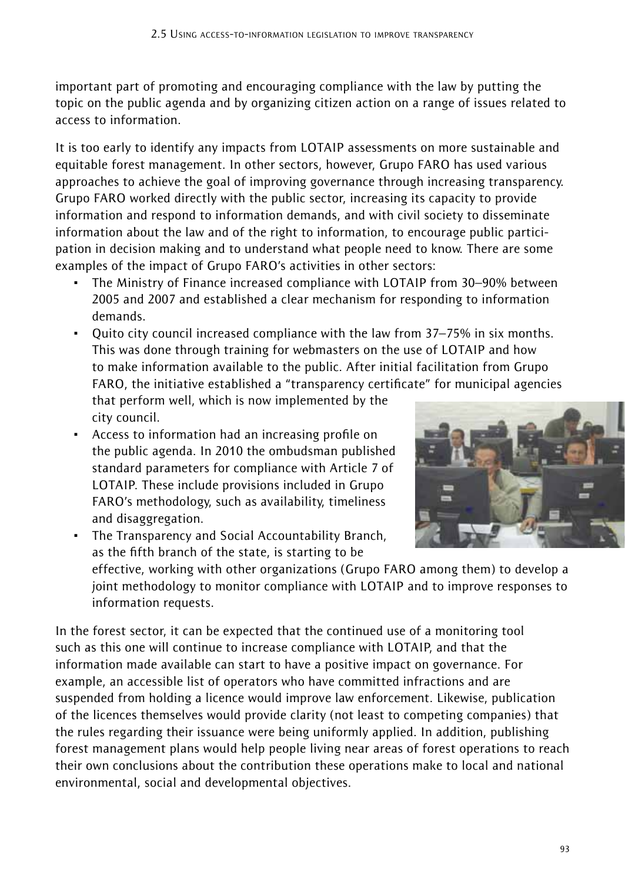important part of promoting and encouraging compliance with the law by putting the topic on the public agenda and by organizing citizen action on a range of issues related to access to information.

It is too early to identify any impacts from LOTAIP assessments on more sustainable and equitable forest management. In other sectors, however, Grupo FARO has used various approaches to achieve the goal of improving governance through increasing transparency. Grupo FARO worked directly with the public sector, increasing its capacity to provide information and respond to information demands, and with civil society to disseminate information about the law and of the right to information, to encourage public participation in decision making and to understand what people need to know. There are some examples of the impact of Grupo FARO's activities in other sectors:

- The Ministry of Finance increased compliance with LOTAIP from 30–90% between 2005 and 2007 and established a clear mechanism for responding to information demands.
- Quito city council increased compliance with the law from 37–75% in six months. This was done through training for webmasters on the use of LOTAIP and how to make information available to the public. After initial facilitation from Grupo FARO, the initiative established a "transparency certificate" for municipal agencies that perform well, which is now implemented by the city council.
- Access to information had an increasing profile on the public agenda. In 2010 the ombudsman published standard parameters for compliance with Article 7 of LOTAIP. These include provisions included in Grupo FARO's methodology, such as availability, timeliness and disaggregation.
- The Transparency and Social Accountability Branch, as the fifth branch of the state, is starting to be effective, working with other organizations (Grupo FARO among them) to develop a joint methodology to monitor compliance with LOTAIP and to improve responses to information requests.

In the forest sector, it can be expected that the continued use of a monitoring tool such as this one will continue to increase compliance with LOTAIP, and that the information made available can start to have a positive impact on governance. For example, an accessible list of operators who have committed infractions and are suspended from holding a licence would improve law enforcement. Likewise, publication of the licences themselves would provide clarity (not least to competing companies) that the rules regarding their issuance were being uniformly applied. In addition, publishing forest management plans would help people living near areas of forest operations to reach their own conclusions about the contribution these operations make to local and national environmental, social and developmental objectives.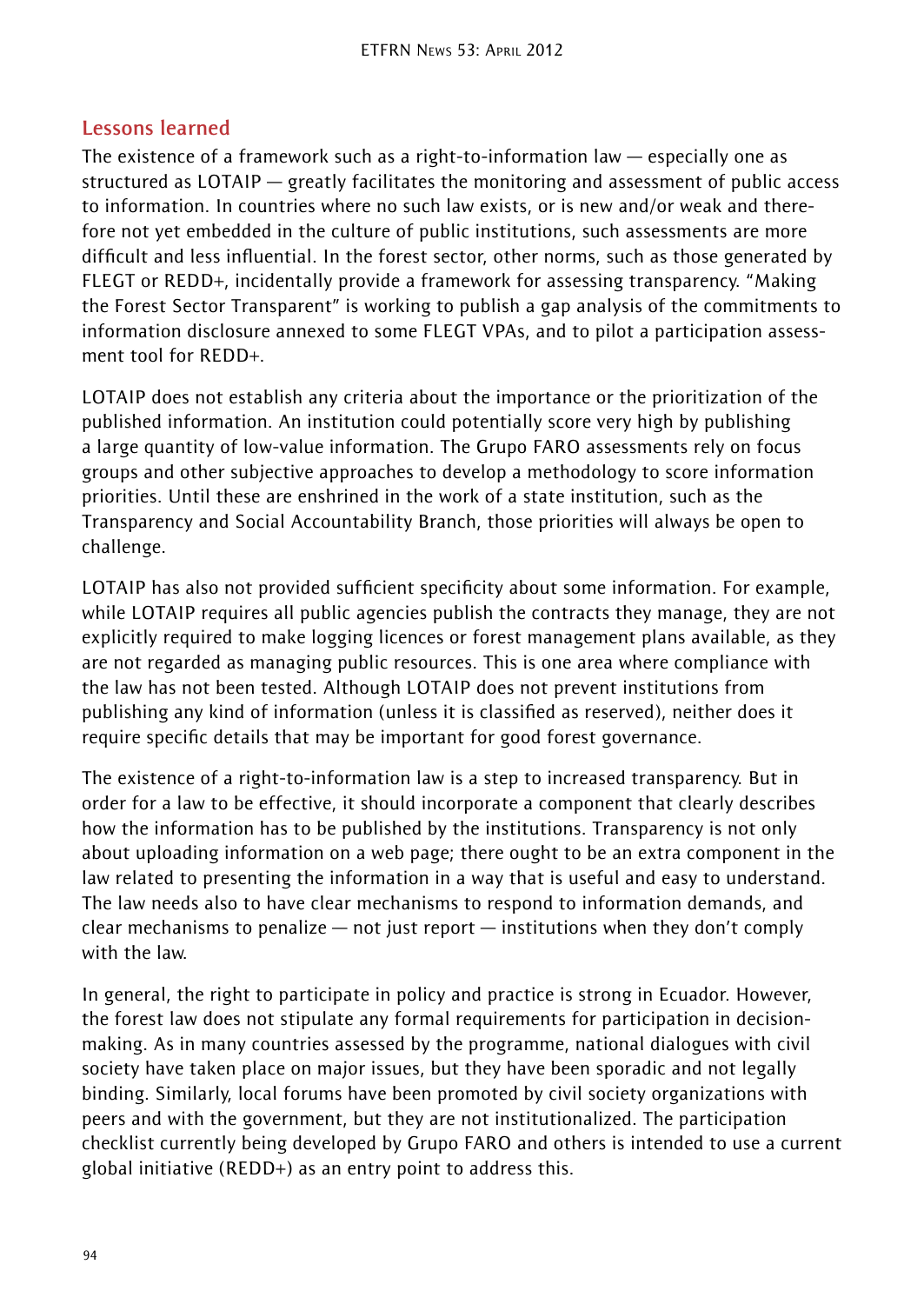## Lessons learned

The existence of a framework such as a right-to-information law — especially one as structured as LOTAIP — greatly facilitates the monitoring and assessment of public access to information. In countries where no such law exists, or is new and/or weak and therefore not yet embedded in the culture of public institutions, such assessments are more difficult and less influential. In the forest sector, other norms, such as those generated by FLEGT or REDD+, incidentally provide a framework for assessing transparency. "Making the Forest Sector Transparent" is working to publish a gap analysis of the commitments to information disclosure annexed to some FLEGT VPAs, and to pilot a participation assessment tool for REDD+.

LOTAIP does not establish any criteria about the importance or the prioritization of the published information. An institution could potentially score very high by publishing a large quantity of low-value information. The Grupo FARO assessments rely on focus groups and other subjective approaches to develop a methodology to score information priorities. Until these are enshrined in the work of a state institution, such as the Transparency and Social Accountability Branch, those priorities will always be open to challenge.

LOTAIP has also not provided sufficient specificity about some information. For example, while LOTAIP requires all public agencies publish the contracts they manage, they are not explicitly required to make logging licences or forest management plans available, as they are not regarded as managing public resources. This is one area where compliance with the law has not been tested. Although LOTAIP does not prevent institutions from publishing any kind of information (unless it is classified as reserved), neither does it require specific details that may be important for good forest governance.

The existence of a right-to-information law is a step to increased transparency. But in order for a law to be effective, it should incorporate a component that clearly describes how the information has to be published by the institutions. Transparency is not only about uploading information on a web page; there ought to be an extra component in the law related to presenting the information in a way that is useful and easy to understand. The law needs also to have clear mechanisms to respond to information demands, and clear mechanisms to penalize — not just report — institutions when they don't comply with the law.

In general, the right to participate in policy and practice is strong in Ecuador. However, the forest law does not stipulate any formal requirements for participation in decision-making. As in many countries assessed by the programme, national dialogues with civil society have taken place on major issues, but they have been sporadic and not legally binding. Similarly, local forums have been promoted by civil society organizations with peers and with the government, but they are not institutionalized. The participation checklist currently being developed by Grupo FARO and others is intended to use a current global initiative (REDD+) as an entry point to address this.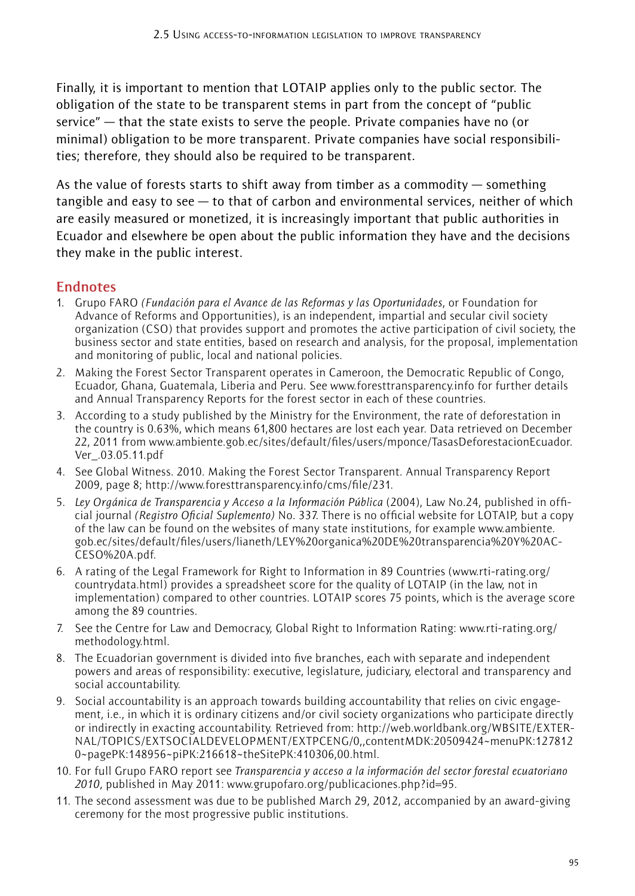Finally, it is important to mention that LOTAIP applies only to the public sector. The obligation of the state to be transparent stems in part from the concept of "public service" — that the state exists to serve the people. Private companies have no (or minimal) obligation to be more transparent. Private companies have social responsibilities; therefore, they should also be required to be transparent.

As the value of forests starts to shift away from timber as a commodity — something tangible and easy to see — to that of carbon and environmental services, neither of which are easily measured or monetized, it is increasingly important that public authorities in Ecuador and elsewhere be open about the public information they have and the decisions they make in the public interest.

## Endnotes

1. Grupo FARO *(Fundación para el Avance de las Reformas y las Oportunidades*, or Foundation for Advance of Reforms and Opportunities), is an independent, impartial and secular civil society organization (CSO) that provides support and promotes the active participation of civil society, the business sector and state entities, based on research and analysis, for the proposal, implementation and monitoring of public, local and national policies.
2. Making the Forest Sector Transparent operates in Cameroon, the Democratic Republic of Congo, Ecuador, Ghana, Guatemala, Liberia and Peru. See www.foresttransparency.info for further details and Annual Transparency Reports for the forest sector in each of these countries.
3. According to a study published by the Ministry for the Environment, the rate of deforestation in the country is 0.63%, which means 61,800 hectares are lost each year. Data retrieved on December 22, 2011 from www.ambiente.gob.ec/sites/default/files/users/mponce/TasasDeforestacionEcuador.Ver_.03.05.11.pdf
4. See Global Witness. 2010. Making the Forest Sector Transparent. Annual Transparency Report 2009, page 8; http://www.foresttransparency.info/cms/file/231.
5. *Ley Orgánica de Transparencia y Acceso a la Información Pública* (2004), Law No.24, published in official journal *(Registro Oficial Suplemento)* No. 337. There is no official website for LOTAIP, but a copy of the law can be found on the websites of many state institutions, for example www.ambiente.gob.ec/sites/default/files/users/lianeth/LEY%20organica%20DE%20transparencia%20Y%20ACCESO%20A.pdf.
6. A rating of the Legal Framework for Right to Information in 89 Countries (www.rti-rating.org/countrydata.html) provides a spreadsheet score for the quality of LOTAIP (in the law, not in implementation) compared to other countries. LOTAIP scores 75 points, which is the average score among the 89 countries.
7. See the Centre for Law and Democracy, Global Right to Information Rating: www.rti-rating.org/methodology.html.
8. The Ecuadorian government is divided into five branches, each with separate and independent powers and areas of responsibility: executive, legislature, judiciary, electoral and transparency and social accountability.
9. Social accountability is an approach towards building accountability that relies on civic engagement, i.e., in which it is ordinary citizens and/or civil society organizations who participate directly or indirectly in exacting accountability. Retrieved from: http://web.worldbank.org/WBSITE/EXTERNAL/TOPICS/EXTSOCIALDEVELOPMENT/EXTPCENG/0,,contentMDK:20509424~menuPK:1278120~pagePK:148956~piPK:216618~theSitePK:410306,00.html.
10. For full Grupo FARO report see *Transparencia y acceso a la información del sector forestal ecuatoriano 2010*, published in May 2011: www.grupofaro.org/publicaciones.php?id=95.
11. The second assessment was due to be published March 29, 2012, accompanied by an award-giving ceremony for the most progressive public institutions.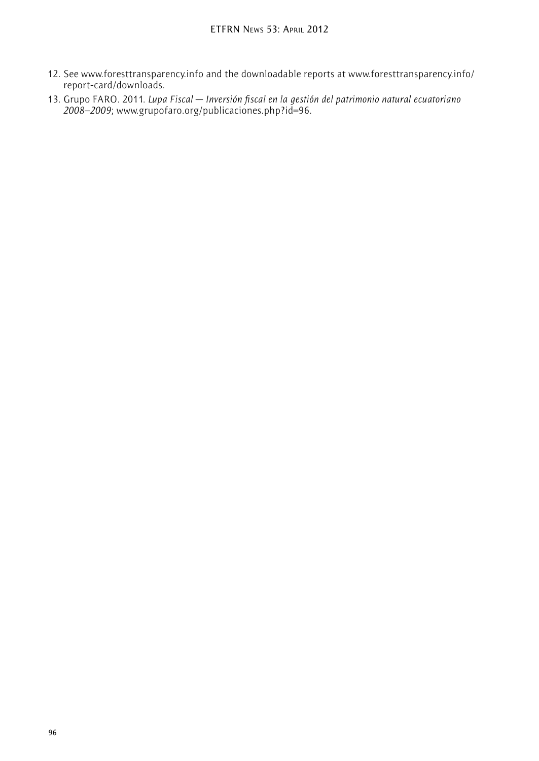12. See www.foresttransparency.info and the downloadable reports at www.foresttransparency.info/report-card/downloads.
13. Grupo FARO. 2011. *Lupa Fiscal — Inversión fiscal en la gestión del patrimonio natural ecuatoriano 2008–2009*; www.grupofaro.org/publicaciones.php?id=96.